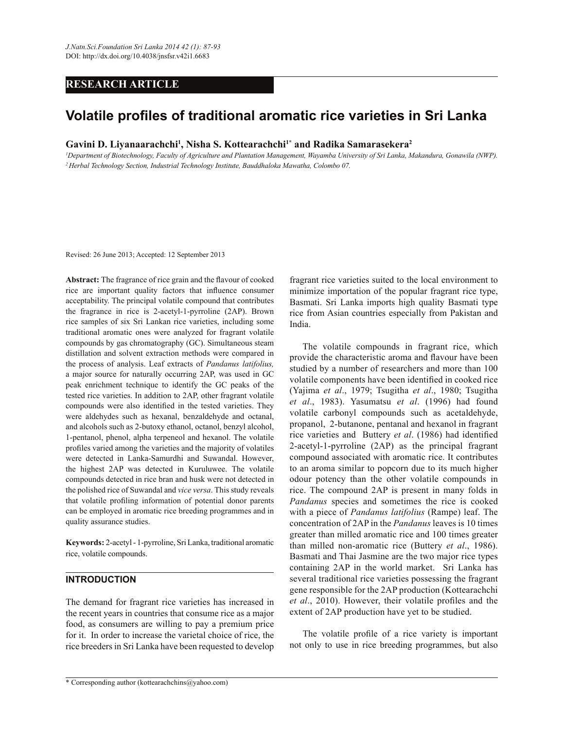RESEARCH ARTICLE

# Volatile profiles of traditional aromatic rice varieties in Sri Lanka

**Gavini D. Liyanaarachchi[1], Nisha S. Kottearachchi[1*] and Radika Samarasekera[2]**

*[1] Department of Biotechnology, Faculty of Agriculture and Plantation Management, Wayamba University of Sri Lanka, Makandura, Gonawila (NWP).*
*[2] Herbal Technology Section, Industrial Technology Institute, Bauddhaloka Mawatha, Colombo 07.*

Revised: 26 June 2013; Accepted: 12 September 2013

**Abstract:** The fragrance of rice grain and the flavour of cooked rice are important quality factors that influence consumer acceptability. The principal volatile compound that contributes the fragrance in rice is 2-acetyl-1-pyrroline (2AP). Brown rice samples of six Sri Lankan rice varieties, including some traditional aromatic ones were analyzed for fragrant volatile compounds by gas chromatography (GC). Simultaneous steam distillation and solvent extraction methods were compared in the process of analysis. Leaf extracts of *Pandanus latifolius,* a major source for naturally occurring 2AP, was used in GC peak enrichment technique to identify the GC peaks of the tested rice varieties. In addition to 2AP, other fragrant volatile compounds were also identified in the tested varieties. They were aldehydes such as hexanal, benzaldehyde and octanal, and alcohols such as 2-butoxy ethanol, octanol, benzyl alcohol, 1-pentanol, phenol, alpha terpeneol and hexanol. The volatile profiles varied among the varieties and the majority of volatiles were detected in Lanka-Samurdhi and Suwandal. However, the highest 2AP was detected in Kuruluwee. The volatile compounds detected in rice bran and husk were not detected in the polished rice of Suwandal and *vice versa*. This study reveals that volatile profiling information of potential donor parents can be employed in aromatic rice breeding programmes and in quality assurance studies.

**Keywords:** 2-acetyl - 1-pyrroline, Sri Lanka, traditional aromatic rice, volatile compounds.

## INTRODUCTION

The demand for fragrant rice varieties has increased in the recent years in countries that consume rice as a major food, as consumers are willing to pay a premium price for it. In order to increase the varietal choice of rice, the rice breeders in Sri Lanka have been requested to develop fragrant rice varieties suited to the local environment to minimize importation of the popular fragrant rice type, Basmati. Sri Lanka imports high quality Basmati type rice from Asian countries especially from Pakistan and India.

The volatile compounds in fragrant rice, which provide the characteristic aroma and flavour have been studied by a number of researchers and more than 100 volatile components have been identified in cooked rice (Yajima *et al*., 1979; Tsugitha *et al*., 1980; Tsugitha *et al*., 1983). Yasumatsu *et al*. (1996) had found volatile carbonyl compounds such as acetaldehyde, propanol, 2-butanone, pentanal and hexanol in fragrant rice varieties and Buttery *et al*. (1986) had identified 2-acetyl-1-pyrroline (2AP) as the principal fragrant compound associated with aromatic rice. It contributes to an aroma similar to popcorn due to its much higher odour potency than the other volatile compounds in rice. The compound 2AP is present in many folds in *Pandanus* species and sometimes the rice is cooked with a piece of *Pandanus latifolius* (Rampe) leaf. The concentration of 2AP in the *Pandanus* leaves is 10 times greater than milled aromatic rice and 100 times greater than milled non-aromatic rice (Buttery *et al*., 1986). Basmati and Thai Jasmine are the two major rice types containing 2AP in the world market. Sri Lanka has several traditional rice varieties possessing the fragrant gene responsible for the 2AP production (Kottearachchi *et al*., 2010). However, their volatile profiles and the extent of 2AP production have yet to be studied.

The volatile profile of a rice variety is important not only to use in rice breeding programmes, but also

* Corresponding author (kottearachchins@yahoo.com)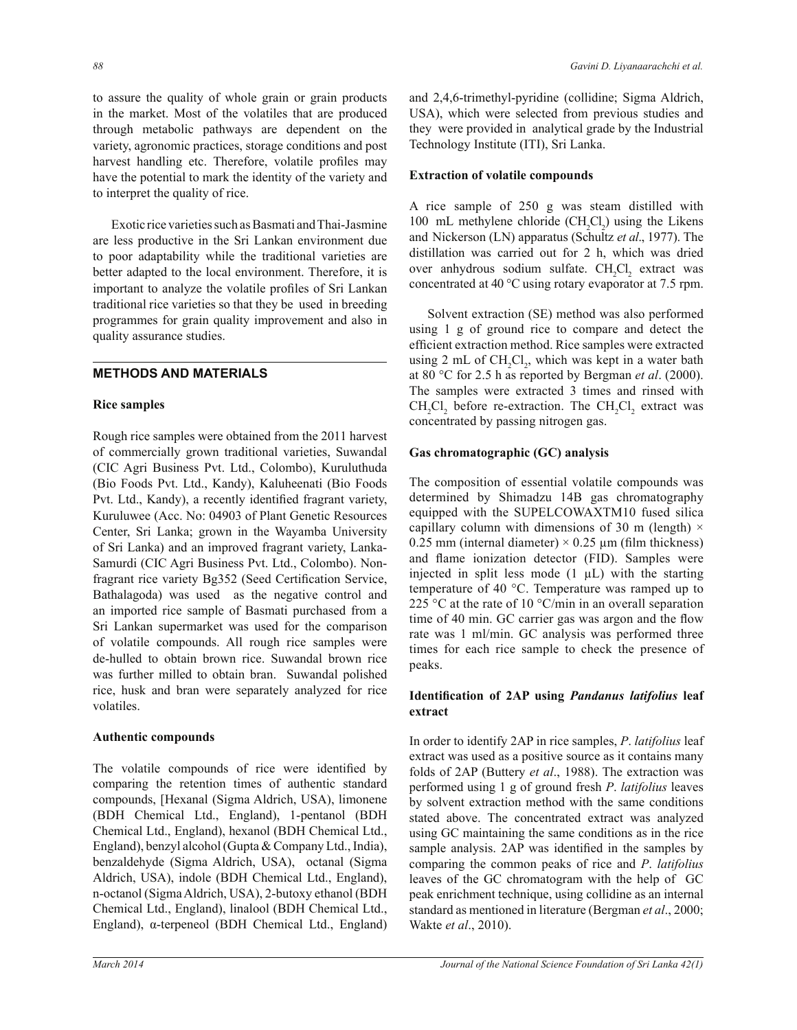to assure the quality of whole grain or grain products in the market. Most of the volatiles that are produced through metabolic pathways are dependent on the variety, agronomic practices, storage conditions and post harvest handling etc. Therefore, volatile profiles may have the potential to mark the identity of the variety and to interpret the quality of rice.

Exotic rice varieties such as Basmati and Thai-Jasmine are less productive in the Sri Lankan environment due to poor adaptability while the traditional varieties are better adapted to the local environment. Therefore, it is important to analyze the volatile profiles of Sri Lankan traditional rice varieties so that they be used in breeding programmes for grain quality improvement and also in quality assurance studies.

## METHODS AND MATERIALS

### Rice samples

Rough rice samples were obtained from the 2011 harvest of commercially grown traditional varieties, Suwandal (CIC Agri Business Pvt. Ltd., Colombo), Kuruluthuda (Bio Foods Pvt. Ltd., Kandy), Kaluheenati (Bio Foods Pvt. Ltd., Kandy), a recently identified fragrant variety, Kuruluwee (Acc. No: 04903 of Plant Genetic Resources Center, Sri Lanka; grown in the Wayamba University of Sri Lanka) and an improved fragrant variety, Lanka-Samurdi (CIC Agri Business Pvt. Ltd., Colombo). Non-fragrant rice variety Bg352 (Seed Certification Service, Bathalagoda) was used as the negative control and an imported rice sample of Basmati purchased from a Sri Lankan supermarket was used for the comparison of volatile compounds. All rough rice samples were de-hulled to obtain brown rice. Suwandal brown rice was further milled to obtain bran. Suwandal polished rice, husk and bran were separately analyzed for rice volatiles.

### Authentic compounds

The volatile compounds of rice were identified by comparing the retention times of authentic standard compounds, [Hexanal (Sigma Aldrich, USA), limonene (BDH Chemical Ltd., England), 1-pentanol (BDH Chemical Ltd., England), hexanol (BDH Chemical Ltd., England), benzyl alcohol (Gupta & Company Ltd., India), benzaldehyde (Sigma Aldrich, USA), octanal (Sigma Aldrich, USA), indole (BDH Chemical Ltd., England), n-octanol (Sigma Aldrich, USA), 2-butoxy ethanol (BDH Chemical Ltd., England), linalool (BDH Chemical Ltd., England), α-terpeneol (BDH Chemical Ltd., England) and 2,4,6-trimethyl-pyridine (collidine; Sigma Aldrich, USA), which were selected from previous studies and they were provided in analytical grade by the Industrial Technology Institute (ITI), Sri Lanka.

### Extraction of volatile compounds

A rice sample of 250 g was steam distilled with 100 mL methylene chloride ($CH_2Cl_2$) using the Likens and Nickerson (LN) apparatus (Schultz *et al*., 1977). The distillation was carried out for 2 h, which was dried over anhydrous sodium sulfate. $CH_2Cl_2$ extract was concentrated at 40 °C using rotary evaporator at 7.5 rpm.

Solvent extraction (SE) method was also performed using 1 g of ground rice to compare and detect the efficient extraction method. Rice samples were extracted using 2 mL of $CH_2Cl_2$, which was kept in a water bath at 80 °C for 2.5 h as reported by Bergman *et al*. (2000). The samples were extracted 3 times and rinsed with $CH_2Cl_2$ before re-extraction. The $CH_2Cl_2$ extract was concentrated by passing nitrogen gas.

### Gas chromatographic (GC) analysis

The composition of essential volatile compounds was determined by Shimadzu 14B gas chromatography equipped with the SUPELCOWAXTM10 fused silica capillary column with dimensions of 30 m (length) × 0.25 mm (internal diameter) × 0.25 µm (film thickness) and flame ionization detector (FID). Samples were injected in split less mode (1 µL) with the starting temperature of 40 °C. Temperature was ramped up to 225 °C at the rate of 10 °C/min in an overall separation time of 40 min. GC carrier gas was argon and the flow rate was 1 ml/min. GC analysis was performed three times for each rice sample to check the presence of peaks.

### Identification of 2AP using *Pandanus latifolius* leaf extract

In order to identify 2AP in rice samples, *P*. *latifolius* leaf extract was used as a positive source as it contains many folds of 2AP (Buttery *et al*., 1988). The extraction was performed using 1 g of ground fresh *P*. *latifolius* leaves by solvent extraction method with the same conditions stated above. The concentrated extract was analyzed using GC maintaining the same conditions as in the rice sample analysis. 2AP was identified in the samples by comparing the common peaks of rice and *P*. *latifolius* leaves of the GC chromatogram with the help of GC peak enrichment technique, using collidine as an internal standard as mentioned in literature (Bergman *et al*., 2000; Wakte *et al*., 2010).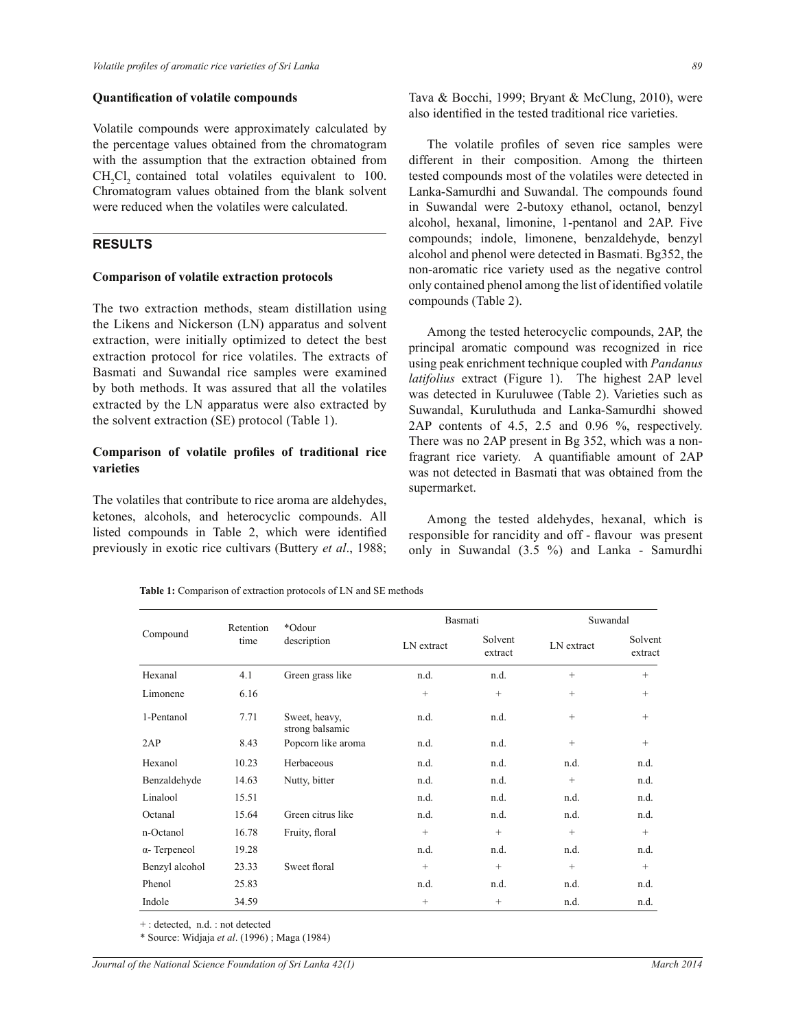### Quantification of volatile compounds

Volatile compounds were approximately calculated by the percentage values obtained from the chromatogram with the assumption that the extraction obtained from $CH_2Cl_2$ contained total volatiles equivalent to 100. Chromatogram values obtained from the blank solvent were reduced when the volatiles were calculated.

## RESULTS

### Comparison of volatile extraction protocols

The two extraction methods, steam distillation using the Likens and Nickerson (LN) apparatus and solvent extraction, were initially optimized to detect the best extraction protocol for rice volatiles. The extracts of Basmati and Suwandal rice samples were examined by both methods. It was assured that all the volatiles extracted by the LN apparatus were also extracted by the solvent extraction (SE) protocol (Table 1).

### Comparison of volatile profiles of traditional rice varieties

The volatiles that contribute to rice aroma are aldehydes, ketones, alcohols, and heterocyclic compounds. All listed compounds in Table 2, which were identified previously in exotic rice cultivars (Buttery *et al*., 1988; Tava & Bocchi, 1999; Bryant & McClung, 2010), were also identified in the tested traditional rice varieties.

The volatile profiles of seven rice samples were different in their composition. Among the thirteen tested compounds most of the volatiles were detected in Lanka-Samurdhi and Suwandal. The compounds found in Suwandal were 2-butoxy ethanol, octanol, benzyl alcohol, hexanal, limonine, 1-pentanol and 2AP. Five compounds; indole, limonene, benzaldehyde, benzyl alcohol and phenol were detected in Basmati. Bg352, the non-aromatic rice variety used as the negative control only contained phenol among the list of identified volatile compounds (Table 2).

Among the tested heterocyclic compounds, 2AP, the principal aromatic compound was recognized in rice using peak enrichment technique coupled with *Pandanus latifolius* extract (Figure 1). The highest 2AP level was detected in Kuruluwee (Table 2). Varieties such as Suwandal, Kuruluthuda and Lanka-Samurdhi showed 2AP contents of 4.5, 2.5 and 0.96 %, respectively. There was no 2AP present in Bg 352, which was a non-fragrant rice variety. A quantifiable amount of 2AP was not detected in Basmati that was obtained from the supermarket.

Among the tested aldehydes, hexanal, which is responsible for rancidity and off - flavour was present only in Suwandal (3.5 %) and Lanka - Samurdhi

**Table 1:** Comparison of extraction protocols of LN and SE methods

| Compound | Retention time | *Odour description | Basmati | | Suwandal | |
|---|---|---|---|---|---|---|
| | | | LN extract | Solvent extract | LN extract | Solvent extract |
| Hexanal | 4.1 | Green grass like | n.d. | n.d. | + | + |
| Limonene | 6.16 | | + | + | + | + |
| 1-Pentanol | 7.71 | Sweet, heavy, strong balsamic | n.d. | n.d. | + | + |
| 2AP | 8.43 | Popcorn like aroma | n.d. | n.d. | + | + |
| Hexanol | 10.23 | Herbaceous | n.d. | n.d. | n.d. | n.d. |
| Benzaldehyde | 14.63 | Nutty, bitter | n.d. | n.d. | + | n.d. |
| Linalool | 15.51 | | n.d. | n.d. | n.d. | n.d. |
| Octanal | 15.64 | Green citrus like | n.d. | n.d. | n.d. | n.d. |
| n-Octanol | 16.78 | Fruity, floral | + | + | + | + |
| α- Terpeneol | 19.28 | | n.d. | n.d. | n.d. | n.d. |
| Benzyl alcohol | 23.33 | Sweet floral | + | + | + | + |
| Phenol | 25.83 | | n.d. | n.d. | n.d. | n.d. |
| Indole | 34.59 | | + | + | n.d. | n.d. |

+ : detected, n.d. : not detected

\* Source: Widjaja *et al*. (1996) ; Maga (1984)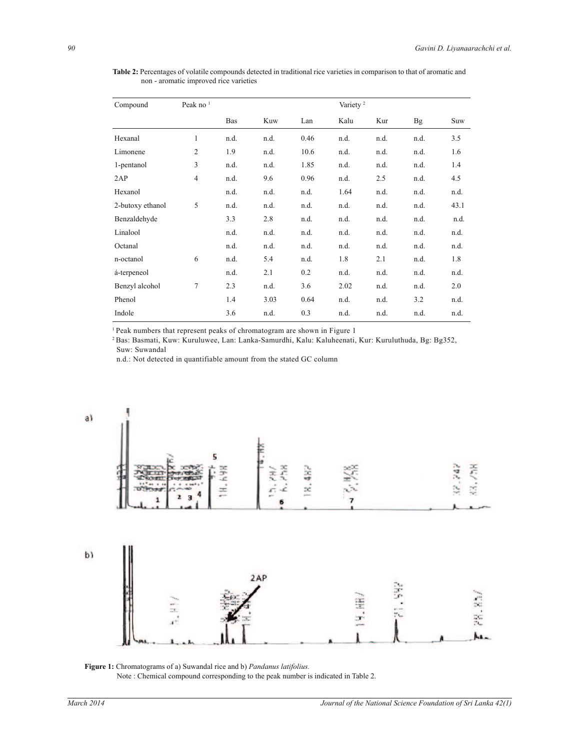**Table 2:** Percentages of volatile compounds detected in traditional rice varieties in comparison to that of aromatic and non - aromatic improved rice varieties

| Compound | Peak no [1] | Variety [2] | | | | | | |
|---|---|---|---|---|---|---|---|---|
| | | Bas | Kuw | Lan | Kalu | Kur | Bg | Suw |
| Hexanal | 1 | n.d. | n.d. | 0.46 | n.d. | n.d. | n.d. | 3.5 |
| Limonene | 2 | 1.9 | n.d. | 10.6 | n.d. | n.d. | n.d. | 1.6 |
| 1-pentanol | 3 | n.d. | n.d. | 1.85 | n.d. | n.d. | n.d. | 1.4 |
| 2AP | 4 | n.d. | 9.6 | 0.96 | n.d. | 2.5 | n.d. | 4.5 |
| Hexanol | | n.d. | n.d. | n.d. | 1.64 | n.d. | n.d. | n.d. |
| 2-butoxy ethanol | 5 | n.d. | n.d. | n.d. | n.d. | n.d. | n.d. | 43.1 |
| Benzaldehyde | | 3.3 | 2.8 | n.d. | n.d. | n.d. | n.d. | n.d. |
| Linalool | | n.d. | n.d. | n.d. | n.d. | n.d. | n.d. | n.d. |
| Octanal | | n.d. | n.d. | n.d. | n.d. | n.d. | n.d. | n.d. |
| n-octanol | 6 | n.d. | 5.4 | n.d. | 1.8 | 2.1 | n.d. | 1.8 |
| á-terpeneol | | n.d. | 2.1 | 0.2 | n.d. | n.d. | n.d. | n.d. |
| Benzyl alcohol | 7 | 2.3 | n.d. | 3.6 | 2.02 | n.d. | n.d. | 2.0 |
| Phenol | | 1.4 | 3.03 | 0.64 | n.d. | n.d. | 3.2 | n.d. |
| Indole | | 3.6 | n.d. | 0.3 | n.d. | n.d. | n.d. | n.d. |

[1] Peak numbers that represent peaks of chromatogram are shown in Figure 1

[2] Bas: Basmati, Kuw: Kuruluwee, Lan: Lanka-Samurdhi, Kalu: Kaluheenati, Kur: Kuruluthuda, Bg: Bg352, Suw: Suwandal

n.d.: Not detected in quantifiable amount from the stated GC column

**Figure 1:** Chromatograms of a) Suwandal rice and b) *Pandanus latifolius.*
Note : Chemical compound corresponding to the peak number is indicated in Table 2.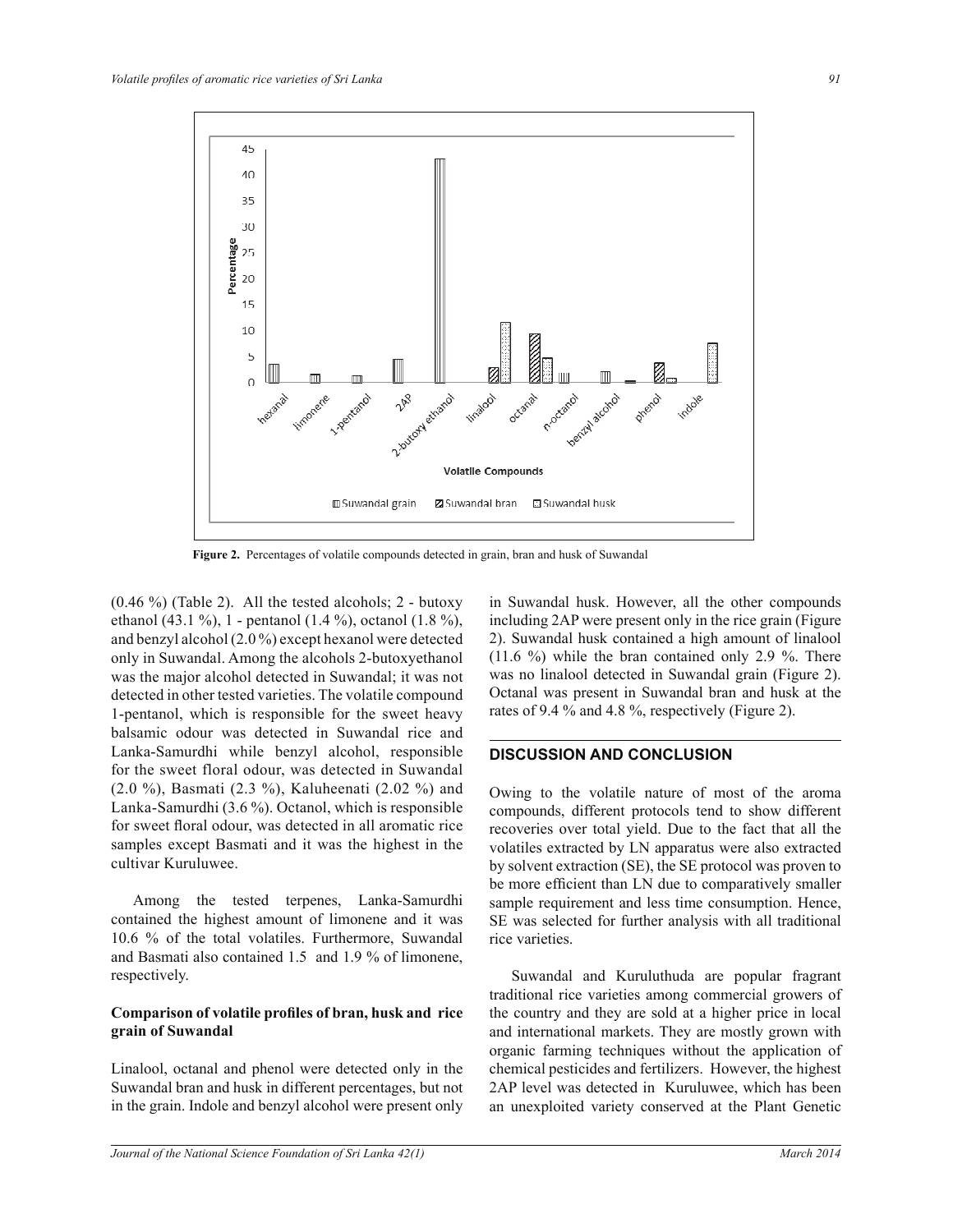Figure 2. Percentages of volatile compounds detected in grain, bran and husk of Suwandal

(0.46 %) (Table 2). All the tested alcohols; 2 - butoxy ethanol (43.1 %), 1 - pentanol (1.4 %), octanol (1.8 %), and benzyl alcohol (2.0 %) except hexanol were detected only in Suwandal. Among the alcohols 2-butoxyethanol was the major alcohol detected in Suwandal; it was not detected in other tested varieties. The volatile compound 1-pentanol, which is responsible for the sweet heavy balsamic odour was detected in Suwandal rice and Lanka-Samurdhi while benzyl alcohol, responsible for the sweet floral odour, was detected in Suwandal (2.0 %), Basmati (2.3 %), Kaluheenati (2.02 %) and Lanka-Samurdhi (3.6 %). Octanol, which is responsible for sweet floral odour, was detected in all aromatic rice samples except Basmati and it was the highest in the cultivar Kuruluwee.

Among the tested terpenes, Lanka-Samurdhi contained the highest amount of limonene and it was 10.6 % of the total volatiles. Furthermore, Suwandal and Basmati also contained 1.5 and 1.9 % of limonene, respectively.

### Comparison of volatile profiles of bran, husk and rice grain of Suwandal

Linalool, octanal and phenol were detected only in the Suwandal bran and husk in different percentages, but not in the grain. Indole and benzyl alcohol were present only in Suwandal husk. However, all the other compounds including 2AP were present only in the rice grain (Figure 2). Suwandal husk contained a high amount of linalool (11.6 %) while the bran contained only 2.9 %. There was no linalool detected in Suwandal grain (Figure 2). Octanal was present in Suwandal bran and husk at the rates of 9.4 % and 4.8 %, respectively (Figure 2).

## DISCUSSION AND CONCLUSION

Owing to the volatile nature of most of the aroma compounds, different protocols tend to show different recoveries over total yield. Due to the fact that all the volatiles extracted by LN apparatus were also extracted by solvent extraction (SE), the SE protocol was proven to be more efficient than LN due to comparatively smaller sample requirement and less time consumption. Hence, SE was selected for further analysis with all traditional rice varieties.

Suwandal and Kuruluthuda are popular fragrant traditional rice varieties among commercial growers of the country and they are sold at a higher price in local and international markets. They are mostly grown with organic farming techniques without the application of chemical pesticides and fertilizers. However, the highest 2AP level was detected in Kuruluwee, which has been an unexploited variety conserved at the Plant Genetic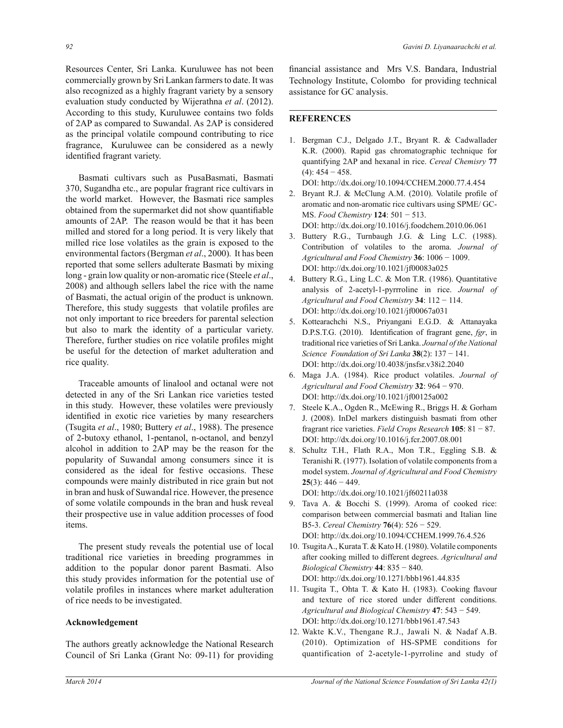Resources Center, Sri Lanka. Kuruluwee has not been commercially grown by Sri Lankan farmers to date. It was also recognized as a highly fragrant variety by a sensory evaluation study conducted by Wijerathna *et al*. (2012). According to this study, Kuruluwee contains two folds of 2AP as compared to Suwandal. As 2AP is considered as the principal volatile compound contributing to rice fragrance, Kuruluwee can be considered as a newly identified fragrant variety.

Basmati cultivars such as PusaBasmati, Basmati 370, Sugandha etc., are popular fragrant rice cultivars in the world market. However, the Basmati rice samples obtained from the supermarket did not show quantifiable amounts of 2AP. The reason would be that it has been milled and stored for a long period. It is very likely that milled rice lose volatiles as the grain is exposed to the environmental factors (Bergman *et al*., 2000). It has been reported that some sellers adulterate Basmati by mixing long - grain low quality or non-aromatic rice (Steele *et al*., 2008) and although sellers label the rice with the name of Basmati, the actual origin of the product is unknown. Therefore, this study suggests that volatile profiles are not only important to rice breeders for parental selection but also to mark the identity of a particular variety. Therefore, further studies on rice volatile profiles might be useful for the detection of market adulteration and rice quality.

Traceable amounts of linalool and octanal were not detected in any of the Sri Lankan rice varieties tested in this study. However, these volatiles were previously identified in exotic rice varieties by many researchers (Tsugita *et al*., 1980; Buttery *et al*., 1988). The presence of 2-butoxy ethanol, 1-pentanol, n-octanol, and benzyl alcohol in addition to 2AP may be the reason for the popularity of Suwandal among consumers since it is considered as the ideal for festive occasions. These compounds were mainly distributed in rice grain but not in bran and husk of Suwandal rice. However, the presence of some volatile compounds in the bran and husk reveal their prospective use in value addition processes of food items.

The present study reveals the potential use of local traditional rice varieties in breeding programmes in addition to the popular donor parent Basmati. Also this study provides information for the potential use of volatile profiles in instances where market adulteration of rice needs to be investigated.

## Acknowledgement

The authors greatly acknowledge the National Research Council of Sri Lanka (Grant No: 09-11) for providing financial assistance and Mrs V.S. Bandara, Industrial Technology Institute, Colombo for providing technical assistance for GC analysis.

## REFERENCES

1. Bergman C.J., Delgado J.T., Bryant R. & Cadwallader K.R. (2000). Rapid gas chromatographic technique for quantifying 2AP and hexanal in rice. *Cereal Chemisry* **77** (4): 454 − 458.  
   DOI: http://dx.doi.org/10.1094/CCHEM.2000.77.4.454
2. Bryant R.J. & McClung A.M. (2010). Volatile profile of aromatic and non-aromatic rice cultivars using SPME/ GC-MS. *Food Chemistry* **124**: 501 − 513.  
   DOI: http://dx.doi.org/10.1016/j.foodchem.2010.06.061
3. Buttery R.G., Turnbaugh J.G. & Ling L.C. (1988). Contribution of volatiles to the aroma. *Journal of Agricultural and Food Chemistry* **36**: 1006 − 1009.  
   DOI: http://dx.doi.org/10.1021/jf00083a025
4. Buttery R.G., Ling L.C. & Mon T.R. (1986). Quantitative analysis of 2-acetyl-1-pyrrroline in rice. *Journal of Agricultural and Food Chemistry* **34**: 112 − 114.  
   DOI: http://dx.doi.org/10.1021/jf00067a031
5. Kottearachchi N.S., Priyangani E.G.D. & Attanayaka D.P.S.T.G. (2010). Identification of fragrant gene, *fgr*, in traditional rice varieties of Sri Lanka. *Journal of the National Science Foundation of Sri Lanka* **38**(2): 137 − 141.  
   DOI: http://dx.doi.org/10.4038/jnsfsr.v38i2.2040
6. Maga J.A. (1984). Rice product volatiles. *Journal of Agricultural and Food Chemistry* **32**: 964 − 970.  
   DOI: http://dx.doi.org/10.1021/jf00125a002
7. Steele K.A., Ogden R., McEwing R., Briggs H. & Gorham J. (2008). InDel markers distinguish basmati from other fragrant rice varieties. *Field Crops Research* **105**: 81 − 87.  
   DOI: http://dx.doi.org/10.1016/j.fcr.2007.08.001
8. Schultz T.H., Flath R.A., Mon T.R., Eggling S.B. & Teranishi R. (1977). Isolation of volatile components from a model system. *Journal of Agricultural and Food Chemistry* **25**(3): 446 − 449.  
   DOI: http://dx.doi.org/10.1021/jf60211a038
9. Tava A. & Bocchi S. (1999). Aroma of cooked rice: comparison between commercial basmati and Italian line B5-3. *Cereal Chemistry* **76**(4): 526 − 529.  
   DOI: http://dx.doi.org/10.1094/CCHEM.1999.76.4.526
10. Tsugita A., Kurata T. & Kato H. (1980). Volatile components after cooking milled to different degrees. *Agricultural and Biological Chemistry* **44**: 835 − 840.  
    DOI: http://dx.doi.org/10.1271/bbb1961.44.835
11. Tsugita T., Ohta T. & Kato H. (1983). Cooking flavour and texture of rice stored under different conditions. *Agricultural and Biological Chemistry* **47**: 543 − 549.  
    DOI: http://dx.doi.org/10.1271/bbb1961.47.543
12. Wakte K.V., Thengane R.J., Jawali N. & Nadaf A.B. (2010). Optimization of HS-SPME conditions for quantification of 2-acetyle-1-pyrroline and study of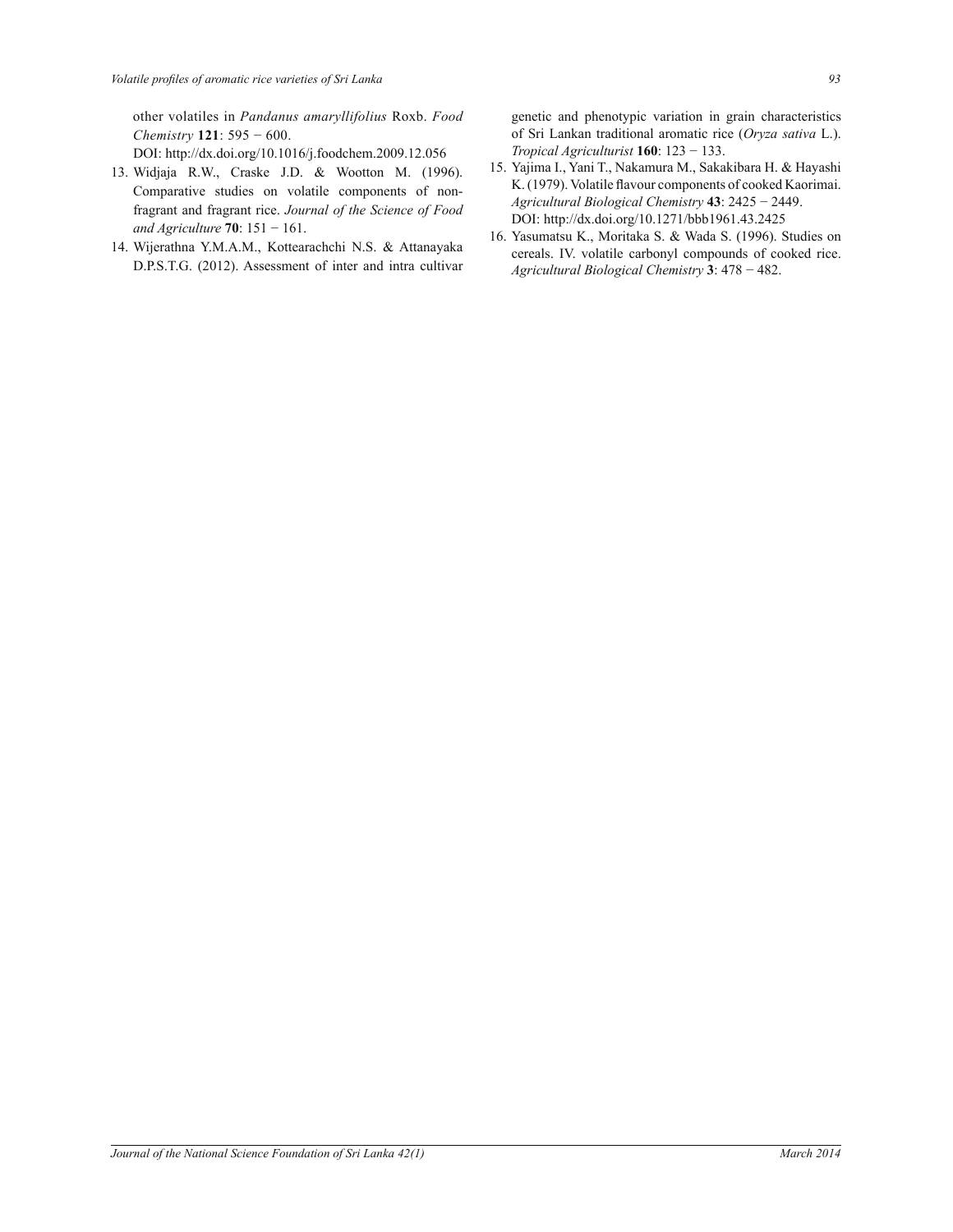other volatiles in *Pandanus amaryllifolius* Roxb. *Food Chemistry* **121**: 595 − 600.
DOI: http://dx.doi.org/10.1016/j.foodchem.2009.12.056

13. Widjaja R.W., Craske J.D. & Wootton M. (1996). Comparative studies on volatile components of non-fragrant and fragrant rice. *Journal of the Science of Food and Agriculture* **70**: 151 − 161.
14. Wijerathna Y.M.A.M., Kottearachchi N.S. & Attanayaka D.P.S.T.G. (2012). Assessment of inter and intra cultivar genetic and phenotypic variation in grain characteristics of Sri Lankan traditional aromatic rice (*Oryza sativa* L.). *Tropical Agriculturist* **160**: 123 − 133.
15. Yajima I., Yani T., Nakamura M., Sakakibara H. & Hayashi K. (1979). Volatile flavour components of cooked Kaorimai. *Agricultural Biological Chemistry* **43**: 2425 − 2449.
DOI: http://dx.doi.org/10.1271/bbb1961.43.2425
16. Yasumatsu K., Moritaka S. & Wada S. (1996). Studies on cereals. IV. volatile carbonyl compounds of cooked rice. *Agricultural Biological Chemistry* **3**: 478 − 482.